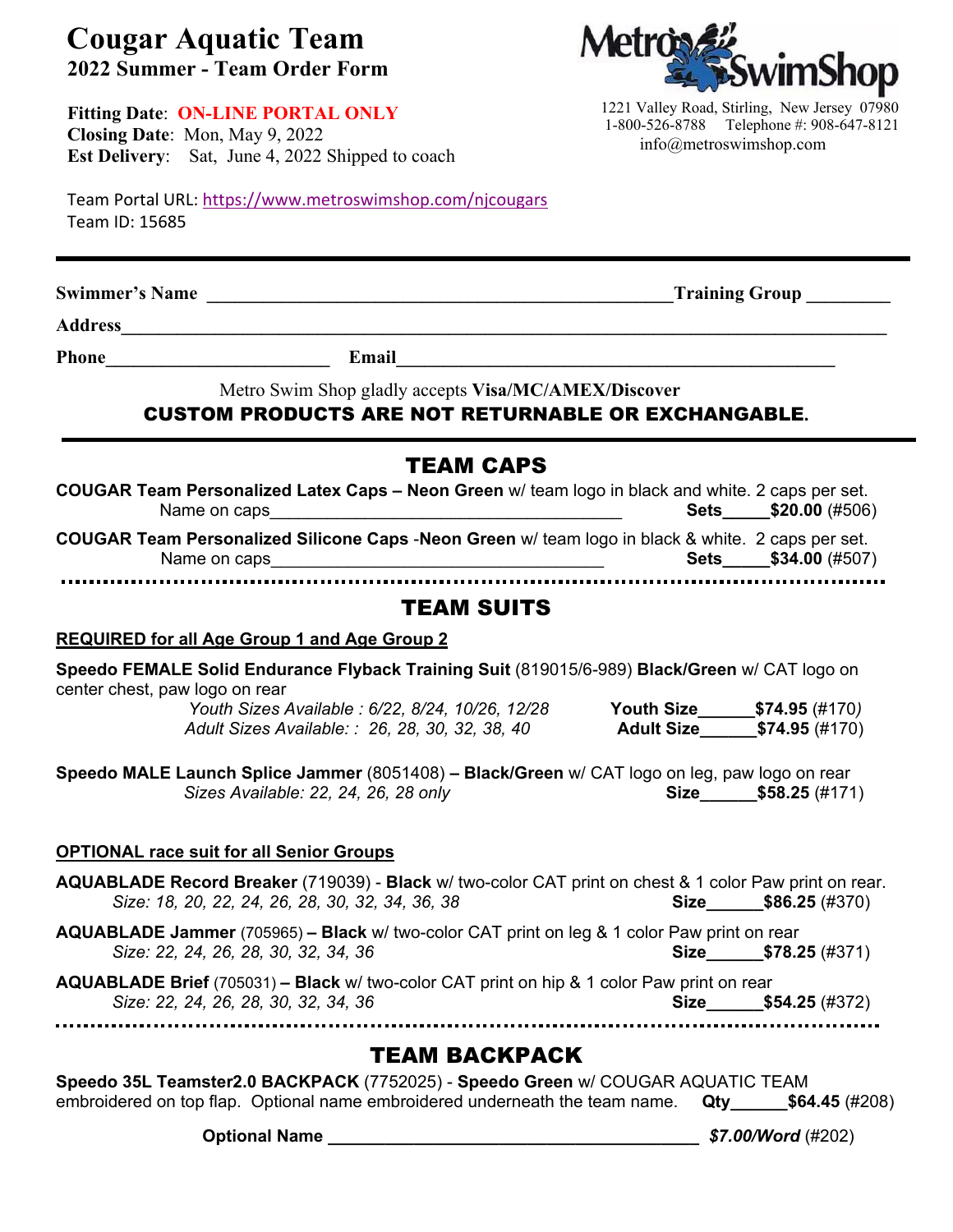# Cougar Aquatic Team

## 2022 Summer - Team Order Form

**Fitting Date**: **ON-LINE PORTAL ONLY**
**Closing Date**: Mon, May 9, 2022
**Est Delivery**: Sat, June 4, 2022 Shipped to coach

Metro SwimShop
1221 Valley Road, Stirling, New Jersey 07980
1-800-526-8788 Telephone #: 908-647-8121
info@metroswimshop.com

Team Portal URL: https://www.metroswimshop.com/njcougars
Team ID: 15685

---

**Swimmer's Name** ______________________________ **Training Group** ________

**Address**____________________________________________________________

**Phone**______________________ **Email**______________________________

Metro Swim Shop gladly accepts **Visa/MC/AMEX/Discover**

**CUSTOM PRODUCTS ARE NOT RETURNABLE OR EXCHANGABLE.**

---

## TEAM CAPS

**COUGAR Team Personalized Latex Caps – Neon Green** w/ team logo in black and white. 2 caps per set.
Name on caps______________________________ **Sets_____$20.00** (#506)

**COUGAR Team Personalized Silicone Caps** -**Neon Green** w/ team logo in black & white. 2 caps per set.
Name on caps______________________________ **Sets_____$34.00** (#507)

---

## TEAM SUITS

**REQUIRED for all Age Group 1 and Age Group 2**

**Speedo FEMALE Solid Endurance Flyback Training Suit** (819015/6-989) **Black/Green** w/ CAT logo on center chest, paw logo on rear

*Youth Sizes Available : 6/22, 8/24, 10/26, 12/28* **Youth Size______$74.95** (#170)
*Adult Sizes Available: : 26, 28, 30, 32, 38, 40* **Adult Size______$74.95** (#170)

**Speedo MALE Launch Splice Jammer** (8051408) **– Black/Green** w/ CAT logo on leg, paw logo on rear
*Sizes Available: 22, 24, 26, 28 only* **Size______$58.25** (#171)

**OPTIONAL race suit for all Senior Groups**

**AQUABLADE Record Breaker** (719039) - **Black** w/ two-color CAT print on chest & 1 color Paw print on rear.
*Size: 18, 20, 22, 24, 26, 28, 30, 32, 34, 36, 38* **Size______$86.25** (#370)

**AQUABLADE Jammer** (705965) **– Black** w/ two-color CAT print on leg & 1 color Paw print on rear
*Size: 22, 24, 26, 28, 30, 32, 34, 36* **Size______$78.25** (#371)

**AQUABLADE Brief** (705031) **– Black** w/ two-color CAT print on hip & 1 color Paw print on rear
*Size: 22, 24, 26, 28, 30, 32, 34, 36* **Size______$54.25** (#372)

---

## TEAM BACKPACK

**Speedo 35L Teamster2.0 BACKPACK** (7752025) - **Speedo Green** w/ COUGAR AQUATIC TEAM embroidered on top flap. Optional name embroidered underneath the team name. **Qty______$64.45** (#208)

**Optional Name** ______________________________ ***$7.00/Word*** (#202)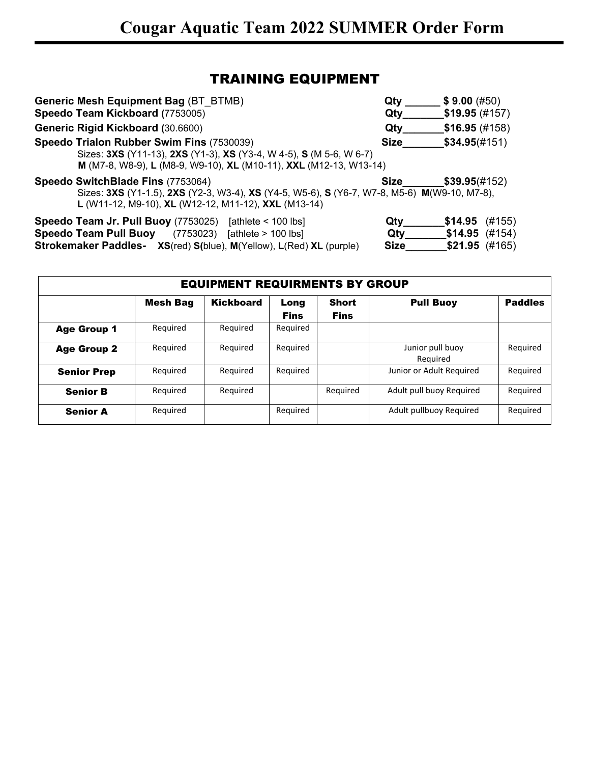# Cougar Aquatic Team 2022 SUMMER Order Form

## TRAINING EQUIPMENT

**Generic Mesh Equipment Bag** (BT_BTMB) **Qty ______ $ 9.00** (#50)

**Speedo Team Kickboard (**7753005) **Qty_______$19.95** (#157)

**Generic Rigid Kickboard (**30.6600) **Qty_______$16.95** (#158)

**Speedo Trialon Rubber Swim Fins** (7530039) **Size_______$34.95**(#151)

Sizes: **3XS** (Y11-13), **2XS** (Y1-3), **XS** (Y3-4, W 4-5), **S** (M 5-6, W 6-7)
**M** (M7-8, W8-9), **L** (M8-9, W9-10), **XL** (M10-11), **XXL** (M12-13, W13-14)

**Speedo SwitchBlade Fins** (7753064) **Size_______$39.95**(#152)

Sizes: **3XS** (Y1-1.5), **2XS** (Y2-3, W3-4), **XS** (Y4-5, W5-6), **S** (Y6-7, W7-8, M5-6) **M**(W9-10, M7-8),
**L** (W11-12, M9-10), **XL** (W12-12, M11-12), **XXL** (M13-14)

**Speedo Team Jr. Pull Buoy** (7753025) [athlete < 100 lbs] **Qty_______$14.95** (#155)

**Speedo Team Pull Buoy** (7753023) [athlete > 100 lbs] **Qty_______$14.95** (#154)

**Strokemaker Paddles- XS**(red) **S(**blue), **M**(Yellow), **L**(Red) **XL** (purple) **Size_______$21.95** (#165)

## EQUIPMENT REQUIRMENTS BY GROUP

| | Mesh Bag | Kickboard | Long Fins | Short Fins | Pull Buoy | Paddles |
|---|---|---|---|---|---|---|
| **Age Group 1** | Required | Required | Required | | | |
| **Age Group 2** | Required | Required | Required | | Junior pull buoy Required | Required |
| **Senior Prep** | Required | Required | Required | | Junior or Adult Required | Required |
| **Senior B** | Required | Required | | Required | Adult pull buoy Required | Required |
| **Senior A** | Required | | Required | | Adult pullbuoy Required | Required |